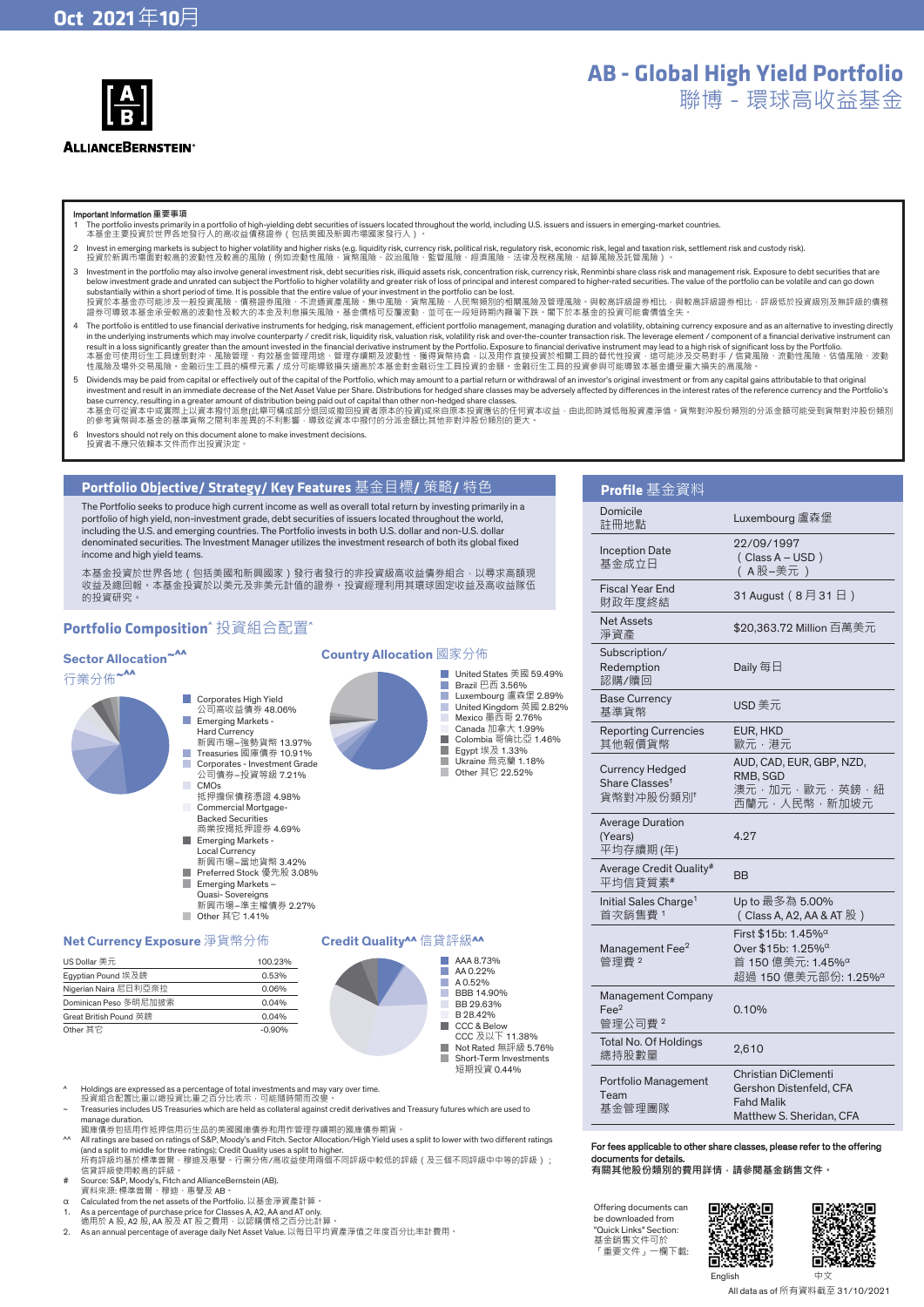Oct 2021 年10月

# AB - Global High Yield Portfolio
# 聯博 - 環球高收益基金

ALLIANCEBERNSTEIN

**Important Information 重要事項**

1. The portfolio invests primarily in a portfolio of high-yielding debt securities of issuers located throughout the world, including U.S. issuers and issuers in emerging-market countries.
本基金主要投資於世界各地發行人的高收益債務證券（包括美國及新興市場國家發行人）。
2. Invest in emerging markets is subject to higher volatility and higher risks (e.g. liquidity risk, currency risk, political risk, regulatory risk, economic risk, legal and taxation risk, settlement risk and custody risk).
投資於新興市場面對較高的波動性及較高的風險（例如流動性風險、貨幣風險、政治風險、監管風險、經濟風險、法律及稅務風險、結算風險及託管風險）。
3. Investment in the portfolio may also involve general investment risk, debt securities risk, illiquid assets risk, concentration risk, currency risk, Renminbi share class risk and management risk. Exposure to debt securities that are below investment grade and unrated can subject the Portfolio to higher volatility and greater risk of loss of principal and interest compared to higher-rated securities. The value of the portfolio can be volatile and can go down substantially within a short period of time. It is possible that the entire value of your investment in the portfolio can be lost.
投資於本基金亦可能涉及一般投資風險、債務證券風險、不流通資產風險、集中風險、貨幣風險、人民幣類別的相關風險及管理風險。與較高評級證券相比，與較高評級證券相比，評級低於投資級別及無評級的債務證券可導致本基金承受較高的波動性及較大的本金及利息損失風險。基金價格可反覆波動，並可在一段短時期內顯著下跌。閣下於本基金的投資可能會價值全失。
4. The portfolio is entitled to use financial derivative instruments for hedging, risk management, efficient portfolio management, managing duration and volatility, obtaining currency exposure and as an alternative to investing directly in the underlying instruments which may involve counterparty / credit risk, liquidity risk, valuation risk, volatility risk and over-the-counter transaction risk. The leverage element / component of a financial derivative instrument can result in a loss significantly greater than the amount invested in the financial derivative instrument by the Portfolio. Exposure to financial derivative instrument may lead to a high risk of significant loss by the Portfolio.
本基金可使用衍生工具達到對沖、風險管理、有效基金管理用途、管理存續期及波動性、獲得貨幣持倉，以及用作直接投資於相關工具的替代性投資，這可能涉及交易對手 / 信貸風險、流動性風險、估值風險、波動性風險及場外交易風險。金融衍生工具的槓桿元素 / 成分可能導致損失遠高於本基金對金融衍生工具投資的金額。金融衍生工具的投資可能導致本基金遭受重大損失的高風險。
5. Dividends may be paid from capital or effectively out of the capital of the Portfolio, which may amount to a partial return or withdrawal of an investor's original investment or from any capital gains attributable to that original investment and result in an immediate decrease of the Net Asset Value per Share. Distributions for hedged share classes may be adversely affected by differences in the interest rates of the reference currency and the Portfolio's base currency, resulting in a greater amount of distribution being paid out of capital than other non-hedged share classes.
本基金可從資本中或實際上從資本撥付派息(此舉可構成部分退回或撤回投資者原本的投資或來自原本投資應佔的任何資本收益，由此即時減低每股資產淨值。貨幣對沖股份類別的分派金額可能受到貨幣對沖股份類別的參考貨幣與本基金的基準貨幣之間利率差異的不利影響，導致從資本中撥付的分派金額比其他非對沖股份類別的更大。
6. Investors should not rely on this document alone to make investment decisions.
投資者不應只依賴本文件而作出投資決定。

## Portfolio Objective/ Strategy/ Key Features 基金目標/ 策略/ 特色

The Portfolio seeks to produce high current income as well as overall total return by investing primarily in a portfolio of high yield, non-investment grade, debt securities of issuers located throughout the world, including the U.S. and emerging countries. The Portfolio invests in both U.S. dollar and non-U.S. dollar denominated securities. The Investment Manager utilizes the investment research of both its global fixed income and high yield teams.

本基金投資於世界各地（包括美國和新興國家）發行者發行的非投資級高收益債券組合，以尋求高額現收益及總回報。本基金投資於以美元及非美元計值的證券。投資經理利用其環球固定收益及高收益隊伍的投資研究。

## Portfolio Composition^ 投資組合配置^

### Sector Allocation~^^ 行業分佈~^^

- Corporates High Yield 公司高收益債券 48.06%
- Emerging Markets - Hard Currency 新興市場–強勢貨幣 13.97%
- Treasuries 國庫債券 10.91%
- Corporates - Investment Grade 公司債券–投資等級 7.21%
- CMOs 抵押擔保債務證券 4.98%
- Commercial Mortgage-Backed Securities 商業按揭抵押證券 4.69%
- Emerging Markets - Local Currency 新興市場–當地貨幣 3.42%
- Preferred Stock 優先股 3.08%
- Emerging Markets – Quasi- Sovereigns 新興市場–準主權債券 2.27%
- Other 其它 1.41%

### Country Allocation 國家分佈

- United States 美國 59.49%
- Brazil 巴西 3.56%
- Luxembourg 盧森堡 2.89%
- United Kingdom 英國 2.82%
- Mexico 墨西哥 2.76%
- Canada 加拿大 1.99%
- Colombia 哥倫比亞 1.46%
- Egypt 埃及 1.33%
- Ukraine 烏克蘭 1.18%
- Other 其它 22.52%

### Net Currency Exposure 淨貨幣分佈

| | |
|---|---|
| US Dollar 美元 | 100.23% |
| Egyptian Pound 埃及鎊 | 0.53% |
| Nigerian Naira 尼日利亞奈拉 | 0.06% |
| Dominican Peso 多明尼加披索 | 0.04% |
| Great British Pound 英鎊 | 0.04% |
| Other 其它 | -0.90% |

### Credit Quality^^ 信貸評級^^

- AAA 8.73%
- AA 0.22%
- A 0.52%
- BBB 14.90%
- BB 29.63%
- B 28.42%
- CCC & Below CCC 及以下 11.38%
- Not Rated 無評級 5.76%
- Short-Term Investments 短期投資 0.44%

^ Holdings are expressed as a percentage of total investments and may vary over time.
投資組合配置比重以總投資比重之百分比表示，可能隨時間而改變。

~ Treasuries includes US Treasuries which are held as collateral against credit derivatives and Treasury futures which are used to manage duration.
國庫債券包括用作抵押信用衍生品的美國國庫債券和用作管理存續期的國庫債券期貨。

^^ All ratings are based on ratings of S&P, Moody's and Fitch. Sector Allocation/High Yield uses a split to lower with two different ratings (and a split to middle for three ratings); Credit Quality uses a split to higher.
所有評級均基於標準普爾、穆迪及惠譽。行業分佈/高收益使用兩個不同評級中較低的評級（及三個不同評級中中等的評級）；信貸評級使用較高的評級。

# Source: S&P, Moody's, Fitch and AllianceBernstein (AB).
資料來源: 標準普爾、穆迪、惠譽及 AB。

α Calculated from the net assets of the Portfolio. 以基金淨資產計算。

1. As a percentage of purchase price for Classes A, A2, AA and AT only.
適用於 A 股、A2 股、AA 股及 AT 股之購入價格之百分比計算。

2. As an annual percentage of average daily Net Asset Value. 以每日平均資產淨值之年度百分比率計費用。

## Profile 基金資料

| | |
|---|---|
| Domicile 註冊地點 | Luxembourg 盧森堡 |
| Inception Date 基金成立日 | 22/09/1997 ( Class A – USD ) ( A 股–美元 ) |
| Fiscal Year End 財政年度終結 | 31 August ( 8 月 31 日 ) |
| Net Assets 淨資產 | $20,363.72 Million 百萬美元 |
| Subscription/ Redemption 認購/贖回 | Daily 每日 |
| Base Currency 基準貨幣 | USD 美元 |
| Reporting Currencies 其他報價貨幣 | EUR, HKD 歐元，港元 |
| Currency Hedged Share Classes† 貨幣對沖股份類別† | AUD, CAD, EUR, GBP, NZD, RMB, SGD 澳元，加元，歐元，英鎊，紐西蘭元，人民幣，新加坡元 |
| Average Duration (Years) 平均存續期 (年) | 4.27 |
| Average Credit Quality# 平均信貸質素# | BB |
| Initial Sales Charge[1] 首次銷售費 [1] | Up to 最多為 5.00% ( Class A, A2, AA & AT 股 ) |
| Management Fee[2] 管理費 [2] | First $15b: 1.45%α Over $15b: 1.25%α 首 150 億美元: 1.45%α 超過 150 億美元部份: 1.25%α |
| Management Company Fee[2] 管理公司費 [2] | 0.10% |
| Total No. Of Holdings 總持股數量 | 2,610 |
| Portfolio Management Team 基金管理團隊 | Christian DiClementi, Gershon Distenfeld, CFA, Fahd Malik, Matthew S. Sheridan, CFA |

**For fees applicable to other share classes, please refer to the offering documents for details.**
**有關其他股份類別的費用詳情，請參閱基金銷售文件。**

Offering documents can be downloaded from "Quick Links" Section:
基金銷售文件可於「重要文件」一欄下載:

English 中文

All data as of 所有資料截至 31/10/2021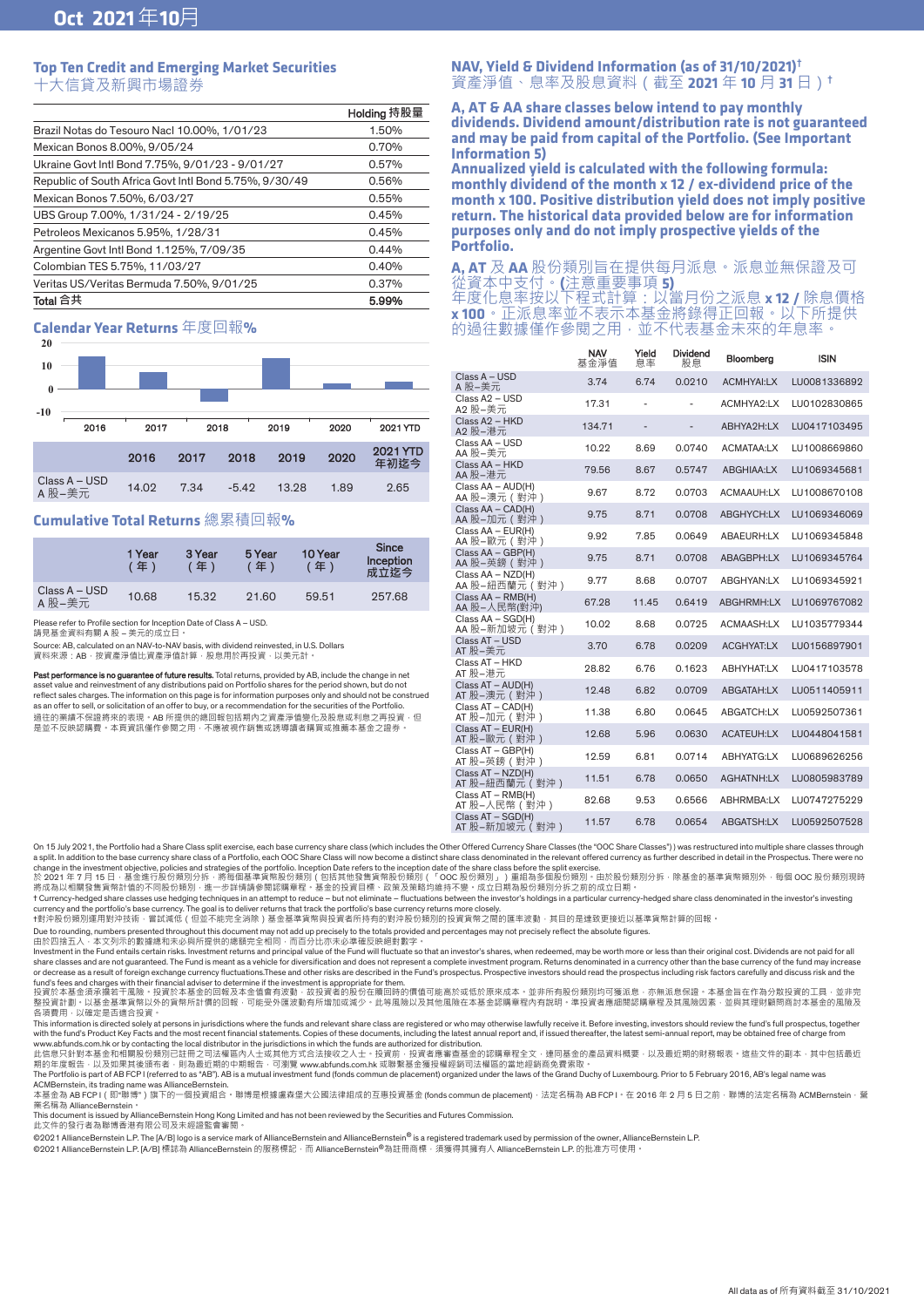# Oct 2021 年10月

## Top Ten Credit and Emerging Market Securities
十大信貸及新興市場證券

| | Holding 持股量 |
|---|---|
| Brazil Notas do Tesouro Nacl 10.00%, 1/01/23 | 1.50% |
| Mexican Bonos 8.00%, 9/05/24 | 0.70% |
| Ukraine Govt Intl Bond 7.75%, 9/01/23 - 9/01/27 | 0.57% |
| Republic of South Africa Govt Intl Bond 5.75%, 9/30/49 | 0.56% |
| Mexican Bonos 7.50%, 6/03/27 | 0.55% |
| UBS Group 7.00%, 1/31/24 - 2/19/25 | 0.45% |
| Petroleos Mexicanos 5.95%, 1/28/31 | 0.45% |
| Argentine Govt Intl Bond 1.125%, 7/09/35 | 0.44% |
| Colombian TES 5.75%, 11/03/27 | 0.40% |
| Veritas US/Veritas Bermuda 7.50%, 9/01/25 | 0.37% |
| **Total 合共** | **5.99%** |

## Calendar Year Returns 年度回報%

20
10
0
-10
2016 2017 2018 2019 2020 2021 YTD

| | 2016 | 2017 | 2018 | 2019 | 2020 | 2021 YTD 年初迄今 |
|---|---|---|---|---|---|---|
| Class A – USD A 股–美元 | 14.02 | 7.34 | -5.42 | 13.28 | 1.89 | 2.65 |

## Cumulative Total Returns 總累積回報%

| | 1 Year (年) | 3 Year (年) | 5 Year (年) | 10 Year (年) | Since Inception 成立迄今 |
|---|---|---|---|---|---|
| Class A – USD A 股–美元 | 10.68 | 15.32 | 21.60 | 59.51 | 257.68 |

Please refer to Profile section for Inception Date of Class A – USD.
請見基金資料有關 A 股–美元的成立日。

Source: AB, calculated on an NAV-to-NAV basis, with dividend reinvested, in U.S. Dollars
資料來源：AB，按資產淨值比資產淨值計算，股息用於再投資，以美元計。

**Past performance is no guarantee of future results.** Total returns, provided by AB, include the change in net asset value and reinvestment of any distributions paid on Portfolio shares for the period shown, but do not reflect sales charges. The information on this page is for information purposes only and should not be construed as an offer to sell, or solicitation of an offer to buy, or a recommendation for the securities of the Portfolio.
過往的業績不保證將來的表現。AB 所提供的總回報包括期內之資產淨值變化及股息或利息之再投資，但是並不反映認購費。本頁資訊僅作參閱之用，不應被視作銷售或誘導讀者購買或推薦本基金之證券。

## NAV, Yield & Dividend Information (as of 31/10/2021)†
資產淨值、息率及股息資料（截至 2021 年 10 月 31 日）†

**A, AT & AA share classes below intend to pay monthly dividends. Dividend amount/distribution rate is not guaranteed and may be paid from capital of the Portfolio. (See Important Information 5)**
**Annualized yield is calculated with the following formula: monthly dividend of the month x 12 / ex-dividend price of the month x 100. Positive distribution yield does not imply positive return. The historical data provided below are for information purposes only and do not imply prospective yields of the Portfolio.**

**A, AT 及 AA** 股份類別旨在提供每月派息。派息並無保證及可從資本中支付。**(注意重要事項 5)**
年度化息率按以下程式計算：以當月份之派息 **x 12 / 除息價格 x 100**。正派息率並不表示本基金將錄得正回報。以下所提供的過往數據僅作參閱之用，並不代表基金未來的年息率。

| | NAV 基金淨值 | Yield 息率 | Dividend 股息 | Bloomberg | ISIN |
|---|---|---|---|---|---|
| Class A – USD A 股–美元 | 3.74 | 6.74 | 0.0210 | ACMHYAI:LX | LU0081336892 |
| Class A2 – USD A2 股–美元 | 17.31 | - | - | ACMHYA2:LX | LU0102830865 |
| Class A2 – HKD A2 股–港元 | 134.71 | - | - | ABHYA2H:LX | LU0417103495 |
| Class AA – USD AA 股–美元 | 10.22 | 8.69 | 0.0740 | ACMATAA:LX | LU1008669860 |
| Class AA – HKD AA 股–港元 | 79.56 | 8.67 | 0.5747 | ABGHIAA:LX | LU1069345681 |
| Class AA – AUD(H) AA 股–澳元（對沖） | 9.67 | 8.72 | 0.0703 | ACMAAUH:LX | LU1008670108 |
| Class AA – CAD(H) AA 股–加元（對沖） | 9.75 | 8.71 | 0.0708 | ABGHYCH:LX | LU1069346069 |
| Class AA – EUR(H) AA 股–歐元（對沖） | 9.92 | 7.85 | 0.0649 | ABAEURH:LX | LU1069345848 |
| Class AA – GBP(H) AA 股–英鎊（對沖） | 9.75 | 8.71 | 0.0708 | ABAGBPH:LX | LU1069345764 |
| Class AA – NZD(H) AA 股–紐西蘭元（對沖） | 9.77 | 8.68 | 0.0707 | ABGHYAN:LX | LU1069345921 |
| Class AA – RMB(H) AA 股–人民幣(對沖) | 67.28 | 11.45 | 0.6419 | ABGHRMH:LX | LU1069767082 |
| Class AA – SGD(H) AA 股–新加坡元（對沖） | 10.02 | 8.68 | 0.0725 | ACMAASH:LX | LU1035779344 |
| Class AT – USD AT 股–美元 | 3.70 | 6.78 | 0.0209 | ACGHYAT:LX | LU0156897901 |
| Class AT – HKD AT 股–港元 | 28.82 | 6.76 | 0.1623 | ABHYHAT:LX | LU0417103578 |
| Class AT – AUD(H) AT 股–澳元（對沖） | 12.48 | 6.82 | 0.0709 | ABGATAH:LX | LU0511405911 |
| Class AT – CAD(H) AT 股–加元（對沖） | 11.38 | 6.80 | 0.0645 | ABGATCH:LX | LU0592507261 |
| Class AT – EUR(H) AT 股–歐元（對沖） | 12.68 | 5.96 | 0.0630 | ACATEUH:LX | LU0448041581 |
| Class AT – GBP(H) AT 股–英鎊（對沖） | 12.59 | 6.81 | 0.0714 | ABHYATG:LX | LU0689626256 |
| Class AT – NZD(H) AT 股–紐西蘭元（對沖） | 11.51 | 6.78 | 0.0650 | AGHATNH:LX | LU0805983789 |
| Class AT – RMB(H) AT 股–人民幣（對沖） | 82.68 | 9.53 | 0.6566 | ABHRMBA:LX | LU0747275229 |
| Class AT – SGD(H) AT 股–新加坡元（對沖） | 11.57 | 6.78 | 0.0654 | ABGATSH:LX | LU0592507528 |

On 15 July 2021, the Portfolio had a Share Class split exercise, each base currency share class (which includes the Other Offered Currency Share Classes (the "OOC Share Classes")) was restructured into multiple share classes through a split. In addition to the base currency share class of a Portfolio, each OOC Share Class will now become a distinct share class denominated in the relevant offered currency as further described in detail in the Prospectus. There were no change in the investment objective, policies and strategies of the portfolio. Inception Date refers to the inception date of the share class before the split exercise.
於 2021 年 7 月 15 日，基金進行股份類別分拆，將每個基準貨幣股份類別（包括其他發售貨幣股份類別（「OOC 股份類別」））重組為多個股份類別。由於股份類別分拆，除基金的基準貨幣類別外，每個 OOC 股份類別現時將成為以相關發售貨幣計價的不同股份類別，進一步詳情請參閱認購章程。基金的投資目標、政策及策略均維持不變。成立日期為股份類別分拆之前的成立日期。

† Currency-hedged share classes use hedging techniques in an attempt to reduce – but not eliminate – fluctuations between the investor's holdings in a particular currency-hedged share class denominated in the investor's investing currency and the portfolio's base currency. The goal is to deliver returns that track the portfolio's base currency returns more closely.
†對沖股份類別運用對沖技術，嘗試減低（但並不能完全消除）基金基準貨幣與投資者所持有的對沖股份類別的投資貨幣之間的匯率波動，其目的是達致更接近以基準貨幣計算的回報。

Due to rounding, numbers presented throughout this document may not add up precisely to the totals provided and percentages may not precisely reflect the absolute figures.
由於四捨五入，本文列示的數據總和未必與所提供的總額完全相同，而百分比亦未必準確反映絕對數字。

Investment in the Fund entails certain risks. Investment returns and principal value of the Fund will fluctuate so that an investor's shares, when redeemed, may be worth more or less than their original cost. Dividends are not paid for all share classes and are not guaranteed. The Fund is meant as a vehicle for diversification and does not represent a complete investment program. Returns denominated in a currency other than the base currency of the fund may increase or decrease as a result of foreign exchange currency fluctuations.These and other risks are described in the Fund's prospectus. Prospective investors should read the prospectus including risk factors carefully and discuss risk and the fund's fees and charges with their financial adviser to determine if the investment is appropriate for them.
投資於本基金須承擔若干風險。投資於本基金的回報及本金價值會有波動，故投資者的股份在贖回時的價值可能高於或低於原來成本。並非所有股份類別均可獲派息，亦無派息保證。本基金旨在作為分散投資的工具，並非完整投資計劃。以基金基準貨幣以外的貨幣所計價的回報，可能受外匯波動而增加或減少。此等風險以及其他風險在本基金認購章程內有說明。準投資者應細閱認購章程及其風險因素，並與其理財顧問商討本基金的風險及各項費用，以確定是否適合投資。

This information is directed solely at persons in jurisdictions where the funds and relevant share class are registered or who may otherwise lawfully receive it. Before investing, investors should review the fund's full prospectus, together with the fund's Product Key Facts and the most recent financial statements. Copies of these documents, including the latest annual report and, if issued thereafter, the latest semi-annual report, may be obtained free of charge from www.abfunds.com.hk or by contacting the local distributor in the jurisdictions in which the funds are authorized for distribution.
此信息只針對本基金和相關股份類別已註冊之司法權區內人士或其他方式合法接收之人士。投資前，投資者應審查基金的認購章程全文，連同基金的產品資料概要，以及最近期的財務報表。這些文件的副本，其中包括最近期的年度報告，以及如果其後須有之，則為最近期的中期報告，可瀏覽 www.abfunds.com.hk 或聯繫基金獲授權經銷司法權區的當地經銷商免費索取。

The Portfolio is part of AB FCP I (referred to as "AB"). AB is a mutual investment fund (fonds commun de placement) organized under the laws of the Grand Duchy of Luxembourg. Prior to 5 February 2016, AB's legal name was ACMBernstein, its trading name was AllianceBernstein.
本基金為 AB FCP I（即"聯博"）旗下的一個投資組合。聯博是根據盧森堡大公國法律組成的互惠投資基金 (fonds commun de placement)，法定名稱為 AB FCP I。在 2016 年 2 月 5 日之前，聯博的法定名稱為 ACMBernstein，營業名稱為 AllianceBernstein。

This document is issued by AllianceBernstein Hong Kong Limited and has not been reviewed by the Securities and Futures Commission.
此文件的發行者為聯博香港有限公司及未經證監會審閱。

©2021 AllianceBernstein L.P. The [A/B] logo is a service mark of AllianceBernstein and AllianceBernstein® is a registered trademark used by permission of the owner, AllianceBernstein L.P.
©2021 AllianceBernstein L.P. [A/B] 標誌為 AllianceBernstein 的服務標記，而 AllianceBernstein®為註冊商標，須獲得其擁有人 AllianceBernstein L.P. 的批准方可使用。

All data as of 所有資料截至 31/10/2021